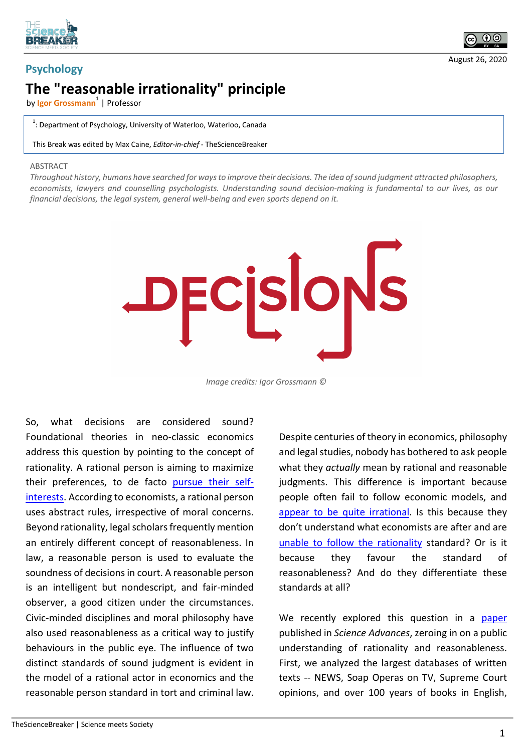Psychology

# The "reasonable irrationality" principle

by Igor Grossmann[1] | Professor

[1]: Department of Psychology, University of Waterloo, Waterloo, Canada

This Break was edited by Max Caine, *Editor-in-chief* - TheScienceBreaker

August 26, 2020

ABSTRACT

*Throughout history, humans have searched for ways to improve their decisions. The idea of sound judgment attracted philosophers, economists, lawyers and counselling psychologists. Understanding sound decision-making is fundamental to our lives, as our financial decisions, the legal system, general well-being and even sports depend on it.*

*Image credits: Igor Grossmann ©*

So, what decisions are considered sound? Foundational theories in neo-classic economics address this question by pointing to the concept of rationality. A rational person is aiming to maximize their preferences, to de facto pursue their self-interests. According to economists, a rational person uses abstract rules, irrespective of moral concerns. Beyond rationality, legal scholars frequently mention an entirely different concept of reasonableness. In law, a reasonable person is used to evaluate the soundness of decisions in court. A reasonable person is an intelligent but nondescript, and fair-minded observer, a good citizen under the circumstances. Civic-minded disciplines and moral philosophy have also used reasonableness as a critical way to justify behaviours in the public eye. The influence of two distinct standards of sound judgment is evident in the model of a rational actor in economics and the reasonable person standard in tort and criminal law.

Despite centuries of theory in economics, philosophy and legal studies, nobody has bothered to ask people what they *actually* mean by rational and reasonable judgments. This difference is important because people often fail to follow economic models, and appear to be quite irrational. Is this because they don't understand what economists are after and are unable to follow the rationality standard? Or is it because they favour the standard of reasonableness? And do they differentiate these standards at all?

We recently explored this question in a paper published in *Science Advances*, zeroing in on a public understanding of rationality and reasonableness. First, we analyzed the largest databases of written texts -- NEWS, Soap Operas on TV, Supreme Court opinions, and over 100 years of books in English,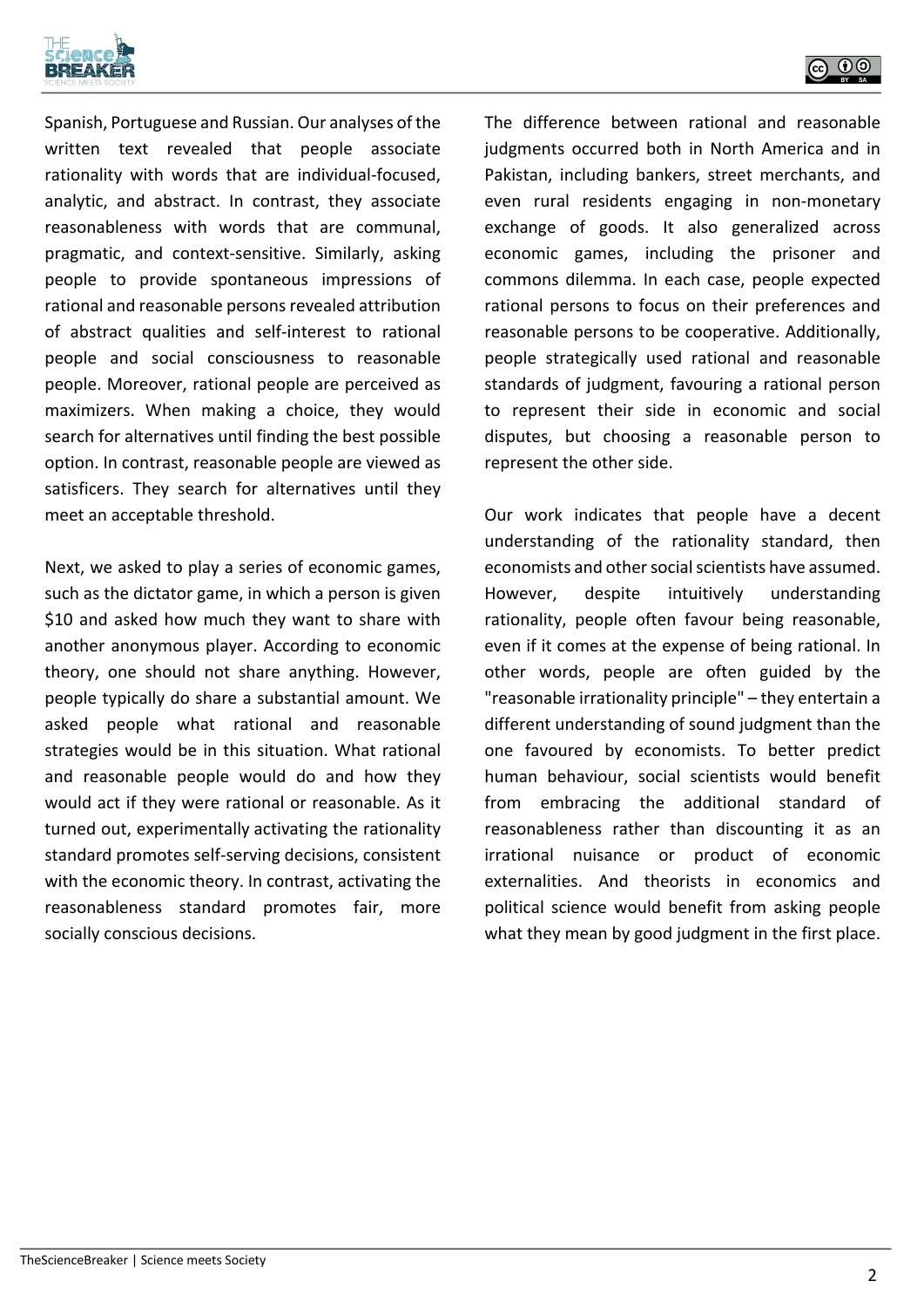Spanish, Portuguese and Russian. Our analyses of the written text revealed that people associate rationality with words that are individual-focused, analytic, and abstract. In contrast, they associate reasonableness with words that are communal, pragmatic, and context-sensitive. Similarly, asking people to provide spontaneous impressions of rational and reasonable persons revealed attribution of abstract qualities and self-interest to rational people and social consciousness to reasonable people. Moreover, rational people are perceived as maximizers. When making a choice, they would search for alternatives until finding the best possible option. In contrast, reasonable people are viewed as satisficers. They search for alternatives until they meet an acceptable threshold.

Next, we asked to play a series of economic games, such as the dictator game, in which a person is given $10 and asked how much they want to share with another anonymous player. According to economic theory, one should not share anything. However, people typically do share a substantial amount. We asked people what rational and reasonable strategies would be in this situation. What rational and reasonable people would do and how they would act if they were rational or reasonable. As it turned out, experimentally activating the rationality standard promotes self-serving decisions, consistent with the economic theory. In contrast, activating the reasonableness standard promotes fair, more socially conscious decisions.

The difference between rational and reasonable judgments occurred both in North America and in Pakistan, including bankers, street merchants, and even rural residents engaging in non-monetary exchange of goods. It also generalized across economic games, including the prisoner and commons dilemma. In each case, people expected rational persons to focus on their preferences and reasonable persons to be cooperative. Additionally, people strategically used rational and reasonable standards of judgment, favouring a rational person to represent their side in economic and social disputes, but choosing a reasonable person to represent the other side.

Our work indicates that people have a decent understanding of the rationality standard, then economists and other social scientists have assumed. However, despite intuitively understanding rationality, people often favour being reasonable, even if it comes at the expense of being rational. In other words, people are often guided by the "reasonable irrationality principle" – they entertain a different understanding of sound judgment than the one favoured by economists. To better predict human behaviour, social scientists would benefit from embracing the additional standard of reasonableness rather than discounting it as an irrational nuisance or product of economic externalities. And theorists in economics and political science would benefit from asking people what they mean by good judgment in the first place.